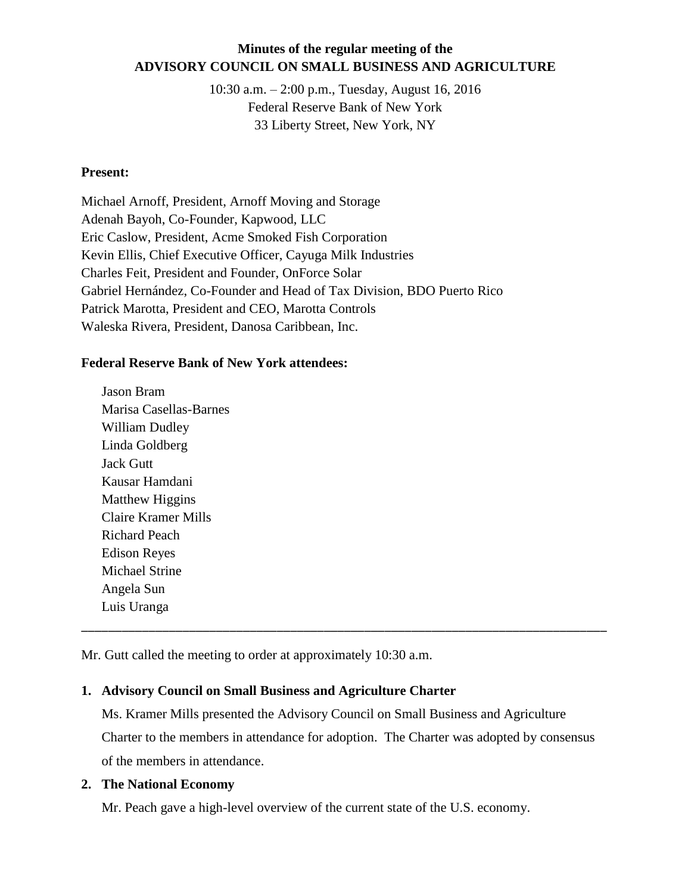# Minutes of the regular meeting of the ADVISORY COUNCIL ON SMALL BUSINESS AND AGRICULTURE

10:30 a.m. – 2:00 p.m., Tuesday, August 16, 2016
Federal Reserve Bank of New York
33 Liberty Street, New York, NY

**Present:**

Michael Arnoff, President, Arnoff Moving and Storage
Adenah Bayoh, Co-Founder, Kapwood, LLC
Eric Caslow, President, Acme Smoked Fish Corporation
Kevin Ellis, Chief Executive Officer, Cayuga Milk Industries
Charles Feit, President and Founder, OnForce Solar
Gabriel Hernández, Co-Founder and Head of Tax Division, BDO Puerto Rico
Patrick Marotta, President and CEO, Marotta Controls
Waleska Rivera, President, Danosa Caribbean, Inc.

**Federal Reserve Bank of New York attendees:**

Jason Bram
Marisa Casellas-Barnes
William Dudley
Linda Goldberg
Jack Gutt
Kausar Hamdani
Matthew Higgins
Claire Kramer Mills
Richard Peach
Edison Reyes
Michael Strine
Angela Sun
Luis Uranga

---

Mr. Gutt called the meeting to order at approximately 10:30 a.m.

1. **Advisory Council on Small Business and Agriculture Charter**

   Ms. Kramer Mills presented the Advisory Council on Small Business and Agriculture Charter to the members in attendance for adoption. The Charter was adopted by consensus of the members in attendance.

2. **The National Economy**

   Mr. Peach gave a high-level overview of the current state of the U.S. economy.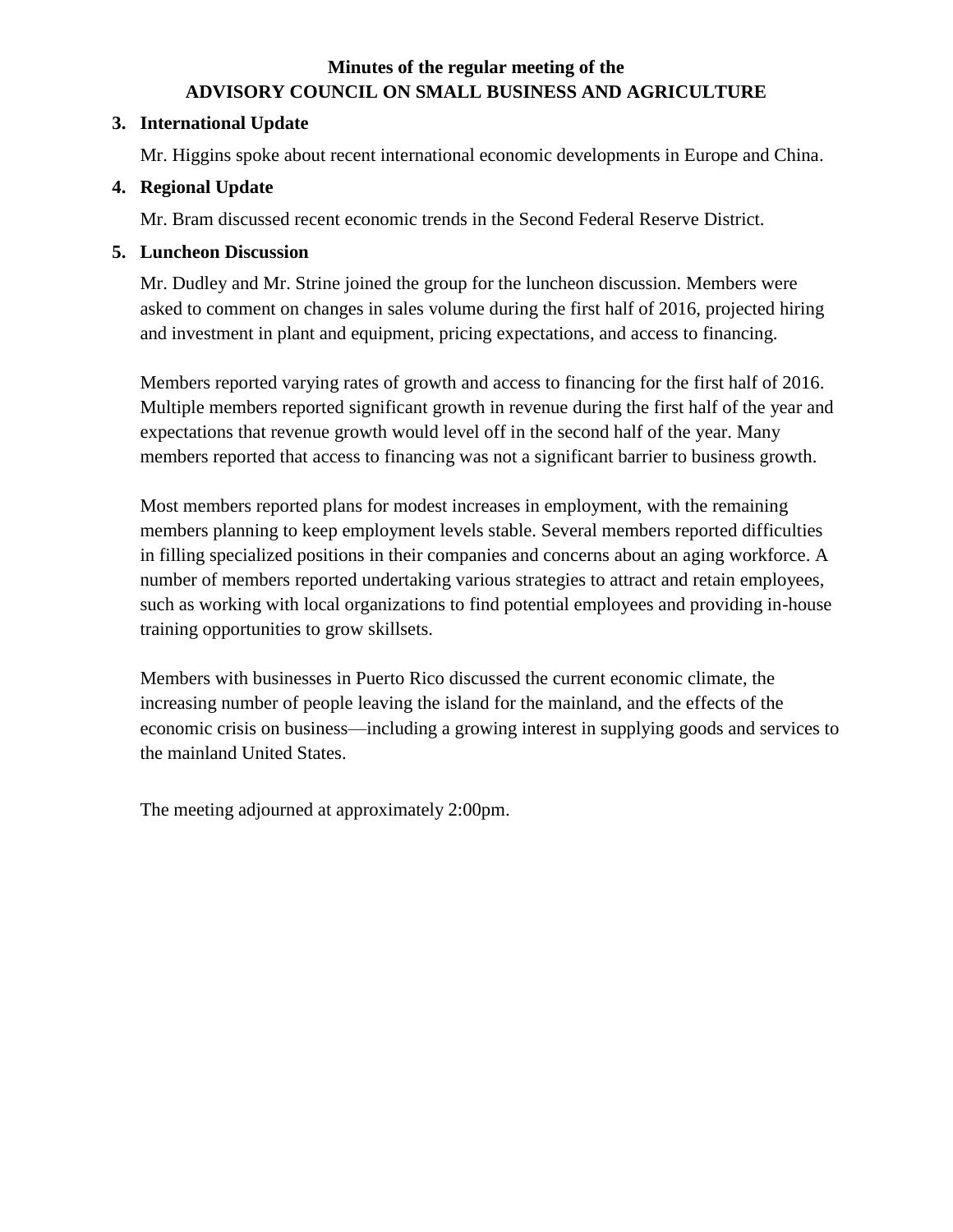**Minutes of the regular meeting of the**
**ADVISORY COUNCIL ON SMALL BUSINESS AND AGRICULTURE**

3. **International Update**

   Mr. Higgins spoke about recent international economic developments in Europe and China.

4. **Regional Update**

   Mr. Bram discussed recent economic trends in the Second Federal Reserve District.

5. **Luncheon Discussion**

   Mr. Dudley and Mr. Strine joined the group for the luncheon discussion. Members were asked to comment on changes in sales volume during the first half of 2016, projected hiring and investment in plant and equipment, pricing expectations, and access to financing.

   Members reported varying rates of growth and access to financing for the first half of 2016. Multiple members reported significant growth in revenue during the first half of the year and expectations that revenue growth would level off in the second half of the year. Many members reported that access to financing was not a significant barrier to business growth.

   Most members reported plans for modest increases in employment, with the remaining members planning to keep employment levels stable. Several members reported difficulties in filling specialized positions in their companies and concerns about an aging workforce. A number of members reported undertaking various strategies to attract and retain employees, such as working with local organizations to find potential employees and providing in-house training opportunities to grow skillsets.

   Members with businesses in Puerto Rico discussed the current economic climate, the increasing number of people leaving the island for the mainland, and the effects of the economic crisis on business—including a growing interest in supplying goods and services to the mainland United States.

   The meeting adjourned at approximately 2:00pm.